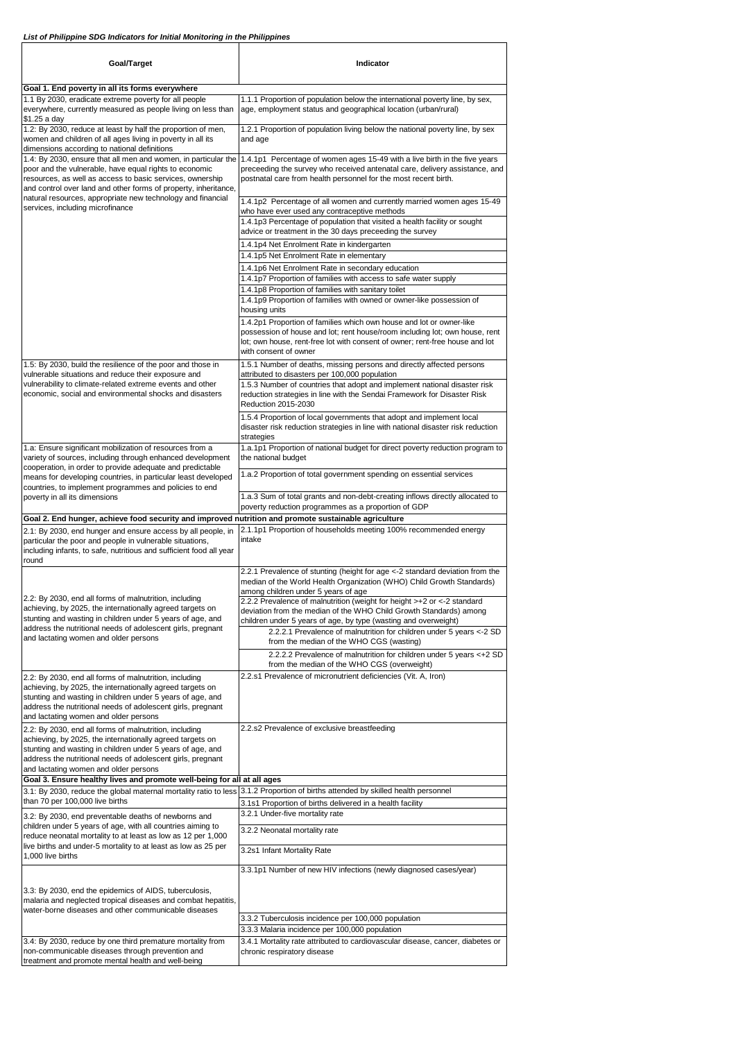***List of Philippine SDG Indicators for Initial Monitoring in the Philippines***

| Goal/Target | Indicator |
|---|---|
| **Goal 1. End poverty in all its forms everywhere** | |
| 1.1 By 2030, eradicate extreme poverty for all people everywhere, currently measured as people living on less than $1.25 a day | 1.1.1 Proportion of population below the international poverty line, by sex, age, employment status and geographical location (urban/rural) |
| 1.2: By 2030, reduce at least by half the proportion of men, women and children of all ages living in poverty in all its dimensions according to national definitions | 1.2.1 Proportion of population living below the national poverty line, by sex and age |
| 1.4: By 2030, ensure that all men and women, in particular the poor and the vulnerable, have equal rights to economic resources, as well as access to basic services, ownership and control over land and other forms of property, inheritance, natural resources, appropriate new technology and financial services, including microfinance | 1.4.1p1 Percentage of women ages 15-49 with a live birth in the five years preceeding the survey who received antenatal care, delivery assistance, and postnatal care from health personnel for the most recent birth. |
| | 1.4.1p2 Percentage of all women and currently married women ages 15-49 who have ever used any contraceptive methods |
| | 1.4.1p3 Percentage of population that visited a health facility or sought advice or treatment in the 30 days preceeding the survey |
| | 1.4.1p4 Net Enrolment Rate in kindergarten |
| | 1.4.1p5 Net Enrolment Rate in elementary |
| | 1.4.1p6 Net Enrolment Rate in secondary education |
| | 1.4.1p7 Proportion of families with access to safe water supply |
| | 1.4.1p8 Proportion of families with sanitary toilet |
| | 1.4.1p9 Proportion of families with owned or owner-like possession of housing units |
| | 1.4.2p1 Proportion of families which own house and lot or owner-like possession of house and lot; rent house/room including lot; own house, rent lot; own house, rent-free lot with consent of owner; rent-free house and lot with consent of owner |
| 1.5: By 2030, build the resilience of the poor and those in vulnerable situations and reduce their exposure and vulnerability to climate-related extreme events and other economic, social and environmental shocks and disasters | 1.5.1 Number of deaths, missing persons and directly affected persons attributed to disasters per 100,000 population |
| | 1.5.3 Number of countries that adopt and implement national disaster risk reduction strategies in line with the Sendai Framework for Disaster Risk Reduction 2015-2030 |
| | 1.5.4 Proportion of local governments that adopt and implement local disaster risk reduction strategies in line with national disaster risk reduction strategies |
| 1.a: Ensure significant mobilization of resources from a variety of sources, including through enhanced development cooperation, in order to provide adequate and predictable means for developing countries, in particular least developed countries, to implement programmes and policies to end poverty in all its dimensions | 1.a.1p1 Proportion of national budget for direct poverty reduction program to the national budget |
| | 1.a.2 Proportion of total government spending on essential services |
| | 1.a.3 Sum of total grants and non-debt-creating inflows directly allocated to poverty reduction programmes as a proportion of GDP |
| **Goal 2. End hunger, achieve food security and improved nutrition and promote sustainable agriculture** | |
| 2.1: By 2030, end hunger and ensure access by all people, in particular the poor and people in vulnerable situations, including infants, to safe, nutritious and sufficient food all year round | 2.1.1p1 Proportion of households meeting 100% recommended energy intake |
| 2.2: By 2030, end all forms of malnutrition, including achieving, by 2025, the internationally agreed targets on stunting and wasting in children under 5 years of age, and address the nutritional needs of adolescent girls, pregnant and lactating women and older persons | 2.2.1 Prevalence of stunting (height for age <-2 standard deviation from the median of the World Health Organization (WHO) Child Growth Standards) among children under 5 years of age |
| | 2.2.2 Prevalence of malnutrition (weight for height >+2 or <-2 standard deviation from the median of the WHO Child Growth Standards) among children under 5 years of age, by type (wasting and overweight) |
| | 2.2.2.1 Prevalence of malnutrition for children under 5 years <-2 SD from the median of the WHO CGS (wasting) |
| | 2.2.2.2 Prevalence of malnutrition for children under 5 years <+2 SD from the median of the WHO CGS (overweight) |
| 2.2: By 2030, end all forms of malnutrition, including achieving, by 2025, the internationally agreed targets on stunting and wasting in children under 5 years of age, and address the nutritional needs of adolescent girls, pregnant and lactating women and older persons | 2.2.s1 Prevalence of micronutrient deficiencies (Vit. A, Iron) |
| 2.2: By 2030, end all forms of malnutrition, including achieving, by 2025, the internationally agreed targets on stunting and wasting in children under 5 years of age, and address the nutritional needs of adolescent girls, pregnant and lactating women and older persons | 2.2.s2 Prevalence of exclusive breastfeeding |
| **Goal 3. Ensure healthy lives and promote well-being for all at all ages** | |
| 3.1: By 2030, reduce the global maternal mortality ratio to less than 70 per 100,000 live births | 3.1.2 Proportion of births attended by skilled health personnel |
| | 3.1s1 Proportion of births delivered in a health facility |
| 3.2: By 2030, end preventable deaths of newborns and children under 5 years of age, with all countries aiming to reduce neonatal mortality to at least as low as 12 per 1,000 live births and under-5 mortality to at least as low as 25 per 1,000 live births | 3.2.1 Under-five mortality rate |
| | 3.2.2 Neonatal mortality rate |
| | 3.2s1 Infant Mortality Rate |
| 3.3: By 2030, end the epidemics of AIDS, tuberculosis, malaria and neglected tropical diseases and combat hepatitis, water-borne diseases and other communicable diseases | 3.3.1p1 Number of new HIV infections (newly diagnosed cases/year) |
| | 3.3.2 Tuberculosis incidence per 100,000 population |
| | 3.3.3 Malaria incidence per 100,000 population |
| 3.4: By 2030, reduce by one third premature mortality from non-communicable diseases through prevention and treatment and promote mental health and well-being | 3.4.1 Mortality rate attributed to cardiovascular disease, cancer, diabetes or chronic respiratory disease |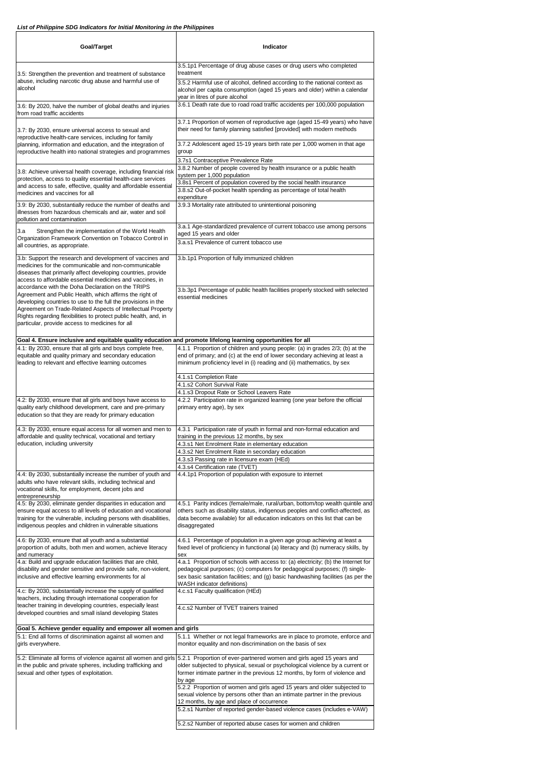*List of Philippine SDG Indicators for Initial Monitoring in the Philippines*

| Goal/Target | Indicator |
|---|---|
| 3.5: Strengthen the prevention and treatment of substance abuse, including narcotic drug abuse and harmful use of alcohol | 3.5.1p1 Percentage of drug abuse cases or drug users who completed treatment |
| | 3.5.2 Harmful use of alcohol, defined according to the national context as alcohol per capita consumption (aged 15 years and older) within a calendar year in litres of pure alcohol |
| 3.6: By 2020, halve the number of global deaths and injuries from road traffic accidents | 3.6.1 Death rate due to road road traffic accidents per 100,000 population |
| 3.7: By 2030, ensure universal access to sexual and reproductive health-care services, including for family planning, information and education, and the integration of reproductive health into national strategies and programmes | 3.7.1 Proportion of women of reproductive age (aged 15-49 years) who have their need for family planning satisfied [provided] with modern methods |
| | 3.7.2 Adolescent aged 15-19 years birth rate per 1,000 women in that age group |
| | 3.7s1 Contraceptive Prevalence Rate |
| 3.8: Achieve universal health coverage, including financial risk protection, access to quality essential health-care services and access to safe, effective, quality and affordable essential medicines and vaccines for all | 3.8.2 Number of people covered by health insurance or a public health system per 1,000 population |
| | 3.8s1 Percent of population covered by the social health insurance |
| | 3.8.s2 Out-of-pocket health spending as percentage of total health expenditure |
| 3.9: By 2030, substantially reduce the number of deaths and illnesses from hazardous chemicals and air, water and soil pollution and contamination | 3.9.3 Mortality rate attributed to unintentional poisoning |
| 3.a Strengthen the implementation of the World Health Organization Framework Convention on Tobacco Control in all countries, as appropriate. | 3.a.1 Age-standardized prevalence of current tobacco use among persons aged 15 years and older |
| | 3.a.s1 Prevalence of current tobacco use |
| 3.b: Support the research and development of vaccines and medicines for the communicable and non-communicable diseases that primarily affect developing countries, provide access to affordable essential medicines and vaccines, in accordance with the Doha Declaration on the TRIPS Agreement and Public Health, which affirms the right of developing countries to use to the full the provisions in the Agreement on Trade-Related Aspects of Intellectual Property Rights regarding flexibilities to protect public health, and, in particular, provide access to medicines for all | 3.b.1p1 Proportion of fully immunized children |
| | 3.b.3p1 Percentage of public health facilities properly stocked with selected essential medicines |
| **Goal 4. Ensure inclusive and equitable quality education and promote lifelong learning opportunities for all** | |
| 4.1: By 2030, ensure that all girls and boys complete free, equitable and quality primary and secondary education leading to relevant and effective learning outcomes | 4.1.1 Proportion of children and young people: (a) in grades 2/3; (b) at the end of primary; and (c) at the end of lower secondary achieving at least a minimum proficiency level in (i) reading and (ii) mathematics, by sex |
| | 4.1.s1 Completion Rate |
| | 4.1.s2 Cohort Survival Rate |
| | 4.1.s3 Dropout Rate or School Leavers Rate |
| 4.2: By 2030, ensure that all girls and boys have access to quality early childhood development, care and pre-primary education so that they are ready for primary education | 4.2.2 Participation rate in organized learning (one year before the official primary entry age), by sex |
| 4.3: By 2030, ensure equal access for all women and men to affordable and quality technical, vocational and tertiary education, including university | 4.3.1 Participation rate of youth in formal and non-formal education and training in the previous 12 months, by sex |
| | 4.3.s1 Net Enrolment Rate in elementary education |
| | 4.3.s2 Net Enrolment Rate in secondary education |
| | 4.3.s3 Passing rate in licensure exam (HEd) |
| | 4.3.s4 Certification rate (TVET) |
| 4.4: By 2030, substantially increase the number of youth and adults who have relevant skills, including technical and vocational skills, for employment, decent jobs and entrepreneurship | 4.4.1p1 Proportion of population with exposure to internet |
| 4.5: By 2030, eliminate gender disparities in education and ensure equal access to all levels of education and vocational training for the vulnerable, including persons with disabilities, indigenous peoples and children in vulnerable situations | 4.5.1 Parity indices (female/male, rural/urban, bottom/top wealth quintile and others such as disability status, indigenous peoples and conflict-affected, as data become available) for all education indicators on this list that can be disaggregated |
| 4.6: By 2030, ensure that all youth and a substantial proportion of adults, both men and women, achieve literacy and numeracy | 4.6.1 Percentage of population in a given age group achieving at least a fixed level of proficiency in functional (a) literacy and (b) numeracy skills, by sex |
| 4.a: Build and upgrade education facilities that are child, disability and gender sensitive and provide safe, non-violent, inclusive and effective learning environments for al | 4.a.1 Proportion of schools with access to: (a) electricity; (b) the Internet for pedagogical purposes; (c) computers for pedagogical purposes; (f) single-sex basic sanitation facilities; and (g) basic handwashing facilities (as per the WASH indicator definitions) |
| 4.c: By 2030, substantially increase the supply of qualified teachers, including through international cooperation for teacher training in developing countries, especially least developed countries and small island developing States | 4.c.s1 Faculty qualification (HEd) |
| | 4.c.s2 Number of TVET trainers trained |
| **Goal 5. Achieve gender equality and empower all women and girls** | |
| 5.1: End all forms of discrimination against all women and girls everywhere. | 5.1.1 Whether or not legal frameworks are in place to promote, enforce and monitor equality and non-discrimination on the basis of sex |
| 5.2: Eliminate all forms of violence against all women and girls in the public and private spheres, including trafficking and sexual and other types of exploitation. | 5.2.1 Proportion of ever-partnered women and girls aged 15 years and older subjected to physical, sexual or psychological violence by a current or former intimate partner in the previous 12 months, by form of violence and by age |
| | 5.2.2 Proportion of women and girls aged 15 years and older subjected to sexual violence by persons other than an intimate partner in the previous 12 months, by age and place of occurrence |
| | 5.2.s1 Number of reported gender-based violence cases (includes e-VAW) |
| | 5.2.s2 Number of reported abuse cases for women and children |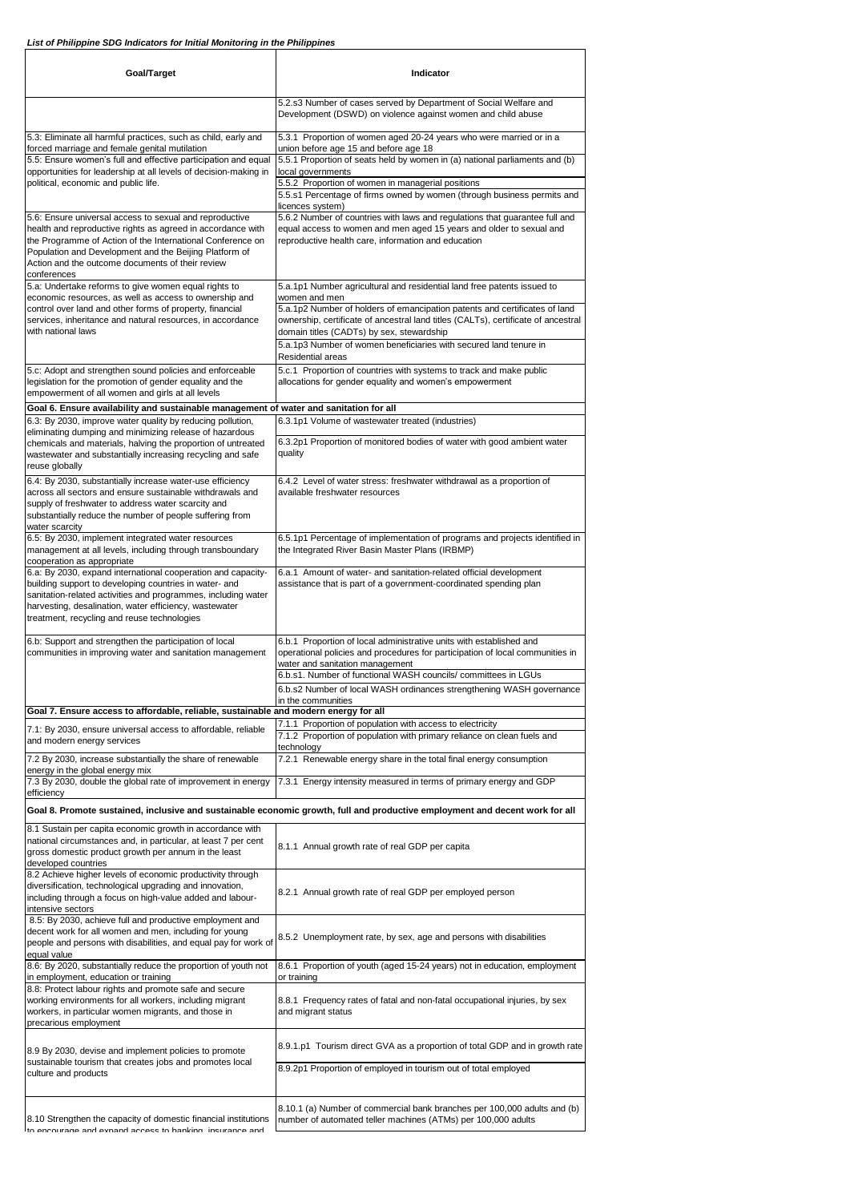*List of Philippine SDG Indicators for Initial Monitoring in the Philippines*

| Goal/Target | Indicator |
|---|---|
| | 5.2.s3 Number of cases served by Department of Social Welfare and Development (DSWD) on violence against women and child abuse |
| 5.3: Eliminate all harmful practices, such as child, early and forced marriage and female genital mutilation | 5.3.1 Proportion of women aged 20-24 years who were married or in a union before age 15 and before age 18 |
| 5.5: Ensure women's full and effective participation and equal opportunities for leadership at all levels of decision-making in political, economic and public life. | 5.5.1 Proportion of seats held by women in (a) national parliaments and (b) local governments |
| | 5.5.2 Proportion of women in managerial positions |
| | 5.5.s1 Percentage of firms owned by women (through business permits and licences system) |
| 5.6: Ensure universal access to sexual and reproductive health and reproductive rights as agreed in accordance with the Programme of Action of the International Conference on Population and Development and the Beijing Platform of Action and the outcome documents of their review conferences | 5.6.2 Number of countries with laws and regulations that guarantee full and equal access to women and men aged 15 years and older to sexual and reproductive health care, information and education |
| 5.a: Undertake reforms to give women equal rights to economic resources, as well as access to ownership and control over land and other forms of property, financial services, inheritance and natural resources, in accordance with national laws | 5.a.1p1 Number agricultural and residential land free patents issued to women and men |
| | 5.a.1p2 Number of holders of emancipation patents and certificates of land ownership, certificate of ancestral land titles (CALTs), certificate of ancestral domain titles (CADTs) by sex, stewardship |
| | 5.a.1p3 Number of women beneficiaries with secured land tenure in Residential areas |
| 5.c: Adopt and strengthen sound policies and enforceable legislation for the promotion of gender equality and the empowerment of all women and girls at all levels | 5.c.1 Proportion of countries with systems to track and make public allocations for gender equality and women's empowerment |
| **Goal 6. Ensure availability and sustainable management of water and sanitation for all** | |
| 6.3: By 2030, improve water quality by reducing pollution, eliminating dumping and minimizing release of hazardous chemicals and materials, halving the proportion of untreated wastewater and substantially increasing recycling and safe reuse globally | 6.3.1p1 Volume of wastewater treated (industries) |
| | 6.3.2p1 Proportion of monitored bodies of water with good ambient water quality |
| 6.4: By 2030, substantially increase water-use efficiency across all sectors and ensure sustainable withdrawals and supply of freshwater to address water scarcity and substantially reduce the number of people suffering from water scarcity | 6.4.2 Level of water stress: freshwater withdrawal as a proportion of available freshwater resources |
| 6.5: By 2030, implement integrated water resources management at all levels, including through transboundary cooperation as appropriate | 6.5.1p1 Percentage of implementation of programs and projects identified in the Integrated River Basin Master Plans (IRBMP) |
| 6.a: By 2030, expand international cooperation and capacity-building support to developing countries in water- and sanitation-related activities and programmes, including water harvesting, desalination, water efficiency, wastewater treatment, recycling and reuse technologies | 6.a.1 Amount of water- and sanitation-related official development assistance that is part of a government-coordinated spending plan |
| 6.b: Support and strengthen the participation of local communities in improving water and sanitation management | 6.b.1 Proportion of local administrative units with established and operational policies and procedures for participation of local communities in water and sanitation management |
| | 6.b.s1. Number of functional WASH councils/ committees in LGUs |
| | 6.b.s2 Number of local WASH ordinances strengthening WASH governance in the communities |
| **Goal 7. Ensure access to affordable, reliable, sustainable and modern energy for all** | |
| 7.1: By 2030, ensure universal access to affordable, reliable and modern energy services | 7.1.1 Proportion of population with access to electricity |
| | 7.1.2 Proportion of population with primary reliance on clean fuels and technology |
| 7.2 By 2030, increase substantially the share of renewable energy in the global energy mix | 7.2.1 Renewable energy share in the total final energy consumption |
| 7.3 By 2030, double the global rate of improvement in energy efficiency | 7.3.1 Energy intensity measured in terms of primary energy and GDP |
| **Goal 8. Promote sustained, inclusive and sustainable economic growth, full and productive employment and decent work for all** | |
| 8.1 Sustain per capita economic growth in accordance with national circumstances and, in particular, at least 7 per cent gross domestic product growth per annum in the least developed countries | 8.1.1 Annual growth rate of real GDP per capita |
| 8.2 Achieve higher levels of economic productivity through diversification, technological upgrading and innovation, including through a focus on high-value added and labour-intensive sectors | 8.2.1 Annual growth rate of real GDP per employed person |
| 8.5: By 2030, achieve full and productive employment and decent work for all women and men, including for young people and persons with disabilities, and equal pay for work of equal value | 8.5.2 Unemployment rate, by sex, age and persons with disabilities |
| 8.6: By 2020, substantially reduce the proportion of youth not in employment, education or training | 8.6.1 Proportion of youth (aged 15-24 years) not in education, employment or training |
| 8.8: Protect labour rights and promote safe and secure working environments for all workers, including migrant workers, in particular women migrants, and those in precarious employment | 8.8.1 Frequency rates of fatal and non-fatal occupational injuries, by sex and migrant status |
| 8.9 By 2030, devise and implement policies to promote sustainable tourism that creates jobs and promotes local culture and products | 8.9.1.p1 Tourism direct GVA as a proportion of total GDP and in growth rate |
| | 8.9.2p1 Proportion of employed in tourism out of total employed |
| 8.10 Strengthen the capacity of domestic financial institutions to encourage and expand access to banking, insurance and | 8.10.1 (a) Number of commercial bank branches per 100,000 adults and (b) number of automated teller machines (ATMs) per 100,000 adults |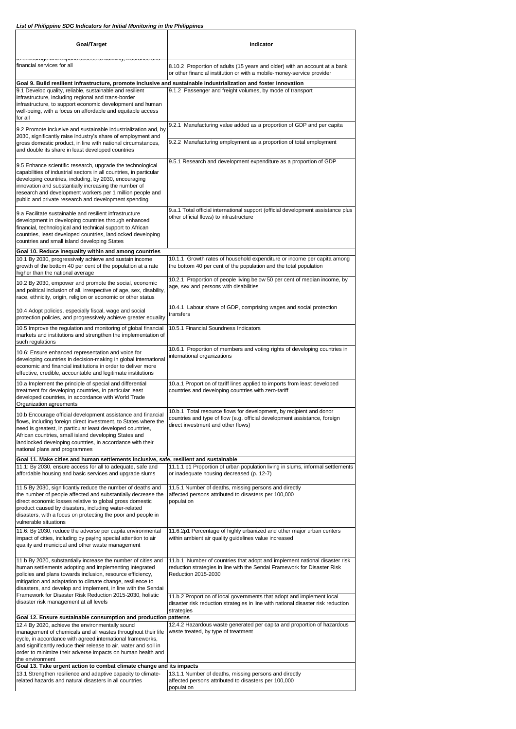***List of Philippine SDG Indicators for Initial Monitoring in the Philippines***

| Goal/Target | Indicator |
|---|---|
| to encourage and expand access to banking, insurance and financial services for all | 8.10.2 Proportion of adults (15 years and older) with an account at a bank or other financial institution or with a mobile-money-service provider |
| **Goal 9. Build resilient infrastructure, promote inclusive and sustainable industrialization and foster innovation** | |
| 9.1 Develop quality, reliable, sustainable and resilient infrastructure, including regional and trans-border infrastructure, to support economic development and human well-being, with a focus on affordable and equitable access for all | 9.1.2 Passenger and freight volumes, by mode of transport |
| 9.2 Promote inclusive and sustainable industrialization and, by 2030, significantly raise industry's share of employment and gross domestic product, in line with national circumstances, and double its share in least developed countries | 9.2.1 Manufacturing value added as a proportion of GDP and per capita |
| | 9.2.2 Manufacturing employment as a proportion of total employment |
| 9.5 Enhance scientific research, upgrade the technological capabilities of industrial sectors in all countries, in particular developing countries, including, by 2030, encouraging innovation and substantially increasing the number of research and development workers per 1 million people and public and private research and development spending | 9.5.1 Research and development expenditure as a proportion of GDP |
| 9.a Facilitate sustainable and resilient infrastructure development in developing countries through enhanced financial, technological and technical support to African countries, least developed countries, landlocked developing countries and small island developing States | 9.a.1 Total official international support (official development assistance plus other official flows) to infrastructure |
| **Goal 10. Reduce inequality within and among countries** | |
| 10.1 By 2030, progressively achieve and sustain income growth of the bottom 40 per cent of the population at a rate higher than the national average | 10.1.1 Growth rates of household expenditure or income per capita among the bottom 40 per cent of the population and the total population |
| 10.2 By 2030, empower and promote the social, economic and political inclusion of all, irrespective of age, sex, disability, race, ethnicity, origin, religion or economic or other status | 10.2.1 Proportion of people living below 50 per cent of median income, by age, sex and persons with disabilities |
| 10.4 Adopt policies, especially fiscal, wage and social protection policies, and progressively achieve greater equality | 10.4.1 Labour share of GDP, comprising wages and social protection transfers |
| 10.5 Improve the regulation and monitoring of global financial markets and institutions and strengthen the implementation of such regulations | 10.5.1 Financial Soundness Indicators |
| 10.6: Ensure enhanced representation and voice for developing countries in decision-making in global international economic and financial institutions in order to deliver more effective, credible, accountable and legitimate institutions | 10.6.1 Proportion of members and voting rights of developing countries in international organizations |
| 10.a Implement the principle of special and differential treatment for developing countries, in particular least developed countries, in accordance with World Trade Organization agreements | 10.a.1 Proportion of tariff lines applied to imports from least developed countries and developing countries with zero-tariff |
| 10.b Encourage official development assistance and financial flows, including foreign direct investment, to States where the need is greatest, in particular least developed countries, African countries, small island developing States and landlocked developing countries, in accordance with their national plans and programmes | 10.b.1 Total resource flows for development, by recipient and donor countries and type of flow (e.g. official development assistance, foreign direct investment and other flows) |
| **Goal 11. Make cities and human settlements inclusive, safe, resilient and sustainable** | |
| 11.1: By 2030, ensure access for all to adequate, safe and affordable housing and basic services and upgrade slums | 11.1.1 p1 Proportion of urban population living in slums, informal settlements or inadequate housing decreased (p. 12-7) |
| 11.5 By 2030, significantly reduce the number of deaths and the number of people affected and substantially decrease the direct economic losses relative to global gross domestic product caused by disasters, including water-related disasters, with a focus on protecting the poor and people in vulnerable situations | 11.5.1 Number of deaths, missing persons and directly affected persons attributed to disasters per 100,000 population |
| 11.6: By 2030, reduce the adverse per capita environmental impact of cities, including by paying special attention to air quality and municipal and other waste management | 11.6.2p1 Percentage of highly urbanized and other major urban centers within ambient air quality guidelines value increased |
| 11.b By 2020, substantially increase the number of cities and human settlements adopting and implementing integrated policies and plans towards inclusion, resource efficiency, mitigation and adaptation to climate change, resilience to disasters, and develop and implement, in line with the Sendai Framework for Disaster Risk Reduction 2015-2030, holistic disaster risk management at all levels | 11.b.1 Number of countries that adopt and implement national disaster risk reduction strategies in line with the Sendai Framework for Disaster Risk Reduction 2015-2030 |
| | 11.b.2 Proportion of local governments that adopt and implement local disaster risk reduction strategies in line with national disaster risk reduction strategies |
| **Goal 12. Ensure sustainable consumption and production patterns** | |
| 12.4 By 2020, achieve the environmentally sound management of chemicals and all wastes throughout their life cycle, in accordance with agreed international frameworks, and significantly reduce their release to air, water and soil in order to minimize their adverse impacts on human health and the environment | 12.4.2 Hazardous waste generated per capita and proportion of hazardous waste treated, by type of treatment |
| **Goal 13. Take urgent action to combat climate change and its impacts** | |
| 13.1 Strengthen resilience and adaptive capacity to climate-related hazards and natural disasters in all countries | 13.1.1 Number of deaths, missing persons and directly affected persons attributed to disasters per 100,000 population |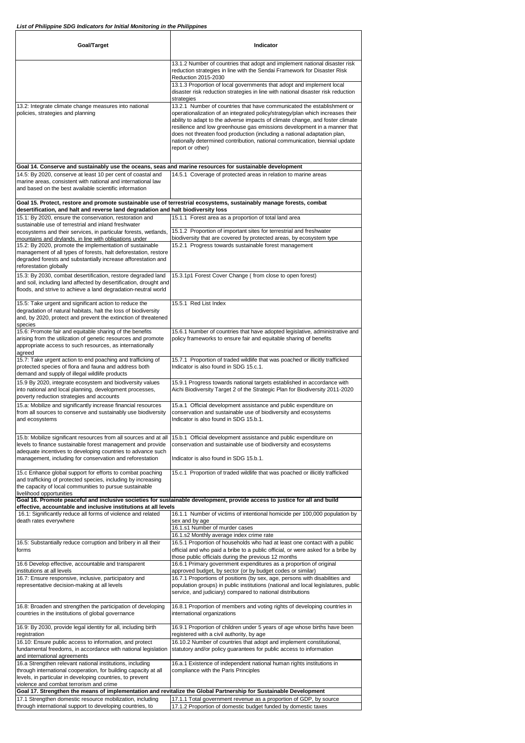*List of Philippine SDG Indicators for Initial Monitoring in the Philippines*

| Goal/Target | Indicator |
|---|---|
| | 13.1.2 Number of countries that adopt and implement national disaster risk reduction strategies in line with the Sendai Framework for Disaster Risk Reduction 2015-2030 |
| | 13.1.3 Proportion of local governments that adopt and implement local disaster risk reduction strategies in line with national disaster risk reduction strategies |
| 13.2: Integrate climate change measures into national policies, strategies and planning | 13.2.1 Number of countries that have communicated the establishment or operationalization of an integrated policy/strategy/plan which increases their ability to adapt to the adverse impacts of climate change, and foster climate resilience and low greenhouse gas emissions development in a manner that does not threaten food production (including a national adaptation plan, nationally determined contribution, national communication, biennial update report or other) |
| **Goal 14. Conserve and sustainably use the oceans, seas and marine resources for sustainable development** | |
| 14.5: By 2020, conserve at least 10 per cent of coastal and marine areas, consistent with national and international law and based on the best available scientific information | 14.5.1 Coverage of protected areas in relation to marine areas |
| **Goal 15. Protect, restore and promote sustainable use of terrestrial ecosystems, sustainably manage forests, combat desertification, and halt and reverse land degradation and halt biodiversity loss** | |
| 15.1: By 2020, ensure the conservation, restoration and sustainable use of terrestrial and inland freshwater ecosystems and their services, in particular forests, wetlands, mountains and drylands, in line with obligations under | 15.1.1 Forest area as a proportion of total land area |
| | 15.1.2 Proportion of important sites for terrestrial and freshwater biodiversity that are covered by protected areas, by ecosystem type |
| 15.2: By 2020, promote the implementation of sustainable management of all types of forests, halt deforestation, restore degraded forests and substantially increase afforestation and reforestation globally | 15.2.1 Progress towards sustainable forest management |
| 15.3: By 2030, combat desertification, restore degraded land and soil, including land affected by desertification, drought and floods, and strive to achieve a land degradation-neutral world | 15.3.1p1 Forest Cover Change ( from close to open forest) |
| 15.5: Take urgent and significant action to reduce the degradation of natural habitats, halt the loss of biodiversity and, by 2020, protect and prevent the extinction of threatened species | 15.5.1 Red List Index |
| 15.6: Promote fair and equitable sharing of the benefits arising from the utilization of genetic resources and promote appropriate access to such resources, as internationally agreed | 15.6.1 Number of countries that have adopted legislative, administrative and policy frameworks to ensure fair and equitable sharing of benefits |
| 15.7: Take urgent action to end poaching and trafficking of protected species of flora and fauna and address both demand and supply of illegal wildlife products | 15.7.1 Proportion of traded wildlife that was poached or illicitly trafficked<br>Indicator is also found in SDG 15.c.1. |
| 15.9 By 2020, integrate ecosystem and biodiversity values into national and local planning, development processes, poverty reduction strategies and accounts | 15.9.1 Progress towards national targets established in accordance with Aichi Biodiversity Target 2 of the Strategic Plan for Biodiversity 2011-2020 |
| 15.a: Mobilize and significantly increase financial resources from all sources to conserve and sustainably use biodiversity and ecosystems | 15.a.1 Official development assistance and public expenditure on conservation and sustainable use of biodiversity and ecosystems<br>Indicator is also found in SDG 15.b.1. |
| 15.b: Mobilize significant resources from all sources and at all levels to finance sustainable forest management and provide adequate incentives to developing countries to advance such management, including for conservation and reforestation | 15.b.1 Official development assistance and public expenditure on conservation and sustainable use of biodiversity and ecosystems<br><br>Indicator is also found in SDG 15.b.1. |
| 15.c Enhance global support for efforts to combat poaching and trafficking of protected species, including by increasing the capacity of local communities to pursue sustainable livelihood opportunities | 15.c.1 Proportion of traded wildlife that was poached or illicitly trafficked |
| **Goal 16. Promote peaceful and inclusive societies for sustainable development, provide access to justice for all and build effective, accountable and inclusive institutions at all levels** | |
| 16.1: Significantly reduce all forms of violence and related death rates everywhere | 16.1.1 Number of victims of intentional homicide per 100,000 population by sex and by age |
| | 16.1.s1 Number of murder cases |
| | 16.1.s2 Monthly average index crime rate |
| 16.5: Substantially reduce corruption and bribery in all their forms | 16.5.1 Proportion of households who had at least one contact with a public official and who paid a bribe to a public official, or were asked for a bribe by those public officials during the previous 12 months |
| 16.6 Develop effective, accountable and transparent institutions at all levels | 16.6.1 Primary government expenditures as a proportion of original approved budget, by sector (or by budget codes or similar) |
| 16.7: Ensure responsive, inclusive, participatory and representative decision-making at all levels | 16.7.1 Proportions of positions (by sex, age, persons with disabilities and population groups) in public institutions (national and local legislatures, public service, and judiciary) compared to national distributions |
| 16.8: Broaden and strengthen the participation of developing countries in the institutions of global governance | 16.8.1 Proportion of members and voting rights of developing countries in international organizations |
| 16.9: By 2030, provide legal identity for all, including birth registration | 16.9.1 Proportion of children under 5 years of age whose births have been registered with a civil authority, by age |
| 16.10: Ensure public access to information, and protect fundamental freedoms, in accordance with national legislation and international agreements | 16.10.2 Number of countries that adopt and implement constitutional, statutory and/or policy guarantees for public access to information |
| 16.a Strengthen relevant national institutions, including through international cooperation, for building capacity at all levels, in particular in developing countries, to prevent violence and combat terrorism and crime | 16.a.1 Existence of independent national human rights institutions in compliance with the Paris Principles |
| **Goal 17. Strengthen the means of implementation and revitalize the Global Partnership for Sustainable Development** | |
| 17.1 Strengthen domestic resource mobilization, including through international support to developing countries, to | 17.1.1 Total government revenue as a proportion of GDP, by source |
| | 17.1.2 Proportion of domestic budget funded by domestic taxes |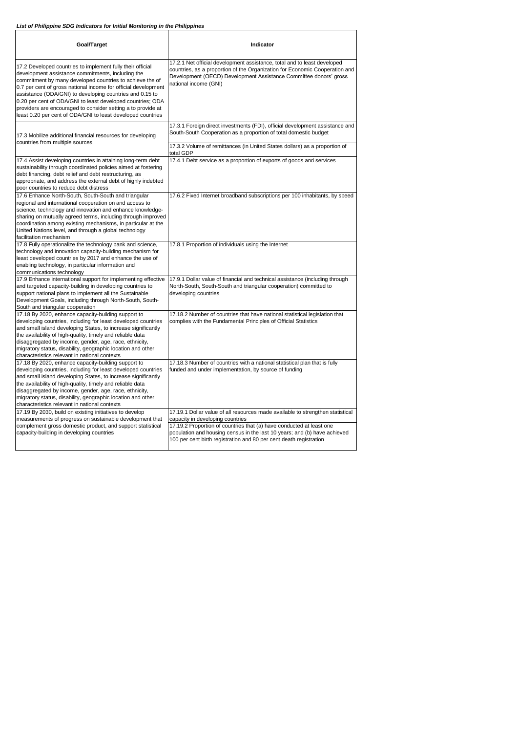***List of Philippine SDG Indicators for Initial Monitoring in the Philippines***

| Goal/Target | Indicator |
|---|---|
| 17.2 Developed countries to implement fully their official development assistance commitments, including the commitment by many developed countries to achieve the of 0.7 per cent of gross national income for official development assistance (ODA/GNI) to developing countries and 0.15 to 0.20 per cent of ODA/GNI to least developed countries; ODA providers are encouraged to consider setting a to provide at least 0.20 per cent of ODA/GNI to least developed countries | 17.2.1 Net official development assistance, total and to least developed countries, as a proportion of the Organization for Economic Cooperation and Development (OECD) Development Assistance Committee donors' gross national income (GNI) |
| 17.3 Mobilize additional financial resources for developing countries from multiple sources | 17.3.1 Foreign direct investments (FDI), official development assistance and South-South Cooperation as a proportion of total domestic budget |
| | 17.3.2 Volume of remittances (in United States dollars) as a proportion of total GDP |
| 17.4 Assist developing countries in attaining long-term debt sustainability through coordinated policies aimed at fostering debt financing, debt relief and debt restructuring, as appropriate, and address the external debt of highly indebted poor countries to reduce debt distress | 17.4.1 Debt service as a proportion of exports of goods and services |
| 17.6 Enhance North-South, South-South and triangular regional and international cooperation on and access to science, technology and innovation and enhance knowledge-sharing on mutually agreed terms, including through improved coordination among existing mechanisms, in particular at the United Nations level, and through a global technology facilitation mechanism | 17.6.2 Fixed Internet broadband subscriptions per 100 inhabitants, by speed |
| 17.8 Fully operationalize the technology bank and science, technology and innovation capacity-building mechanism for least developed countries by 2017 and enhance the use of enabling technology, in particular information and communications technology | 17.8.1 Proportion of individuals using the Internet |
| 17.9 Enhance international support for implementing effective and targeted capacity-building in developing countries to support national plans to implement all the Sustainable Development Goals, including through North-South, South-South and triangular cooperation | 17.9.1 Dollar value of financial and technical assistance (including through North-South, South-South and triangular cooperation) committed to developing countries |
| 17.18 By 2020, enhance capacity-building support to developing countries, including for least developed countries and small island developing States, to increase significantly the availability of high-quality, timely and reliable data disaggregated by income, gender, age, race, ethnicity, migratory status, disability, geographic location and other characteristics relevant in national contexts | 17.18.2 Number of countries that have national statistical legislation that complies with the Fundamental Principles of Official Statistics |
| 17.18 By 2020, enhance capacity-building support to developing countries, including for least developed countries and small island developing States, to increase significantly the availability of high-quality, timely and reliable data disaggregated by income, gender, age, race, ethnicity, migratory status, disability, geographic location and other characteristics relevant in national contexts | 17.18.3 Number of countries with a national statistical plan that is fully funded and under implementation, by source of funding |
| 17.19 By 2030, build on existing initiatives to develop measurements of progress on sustainable development that complement gross domestic product, and support statistical capacity-building in developing countries | 17.19.1 Dollar value of all resources made available to strengthen statistical capacity in developing countries |
| | 17.19.2 Proportion of countries that (a) have conducted at least one population and housing census in the last 10 years; and (b) have achieved 100 per cent birth registration and 80 per cent death registration |